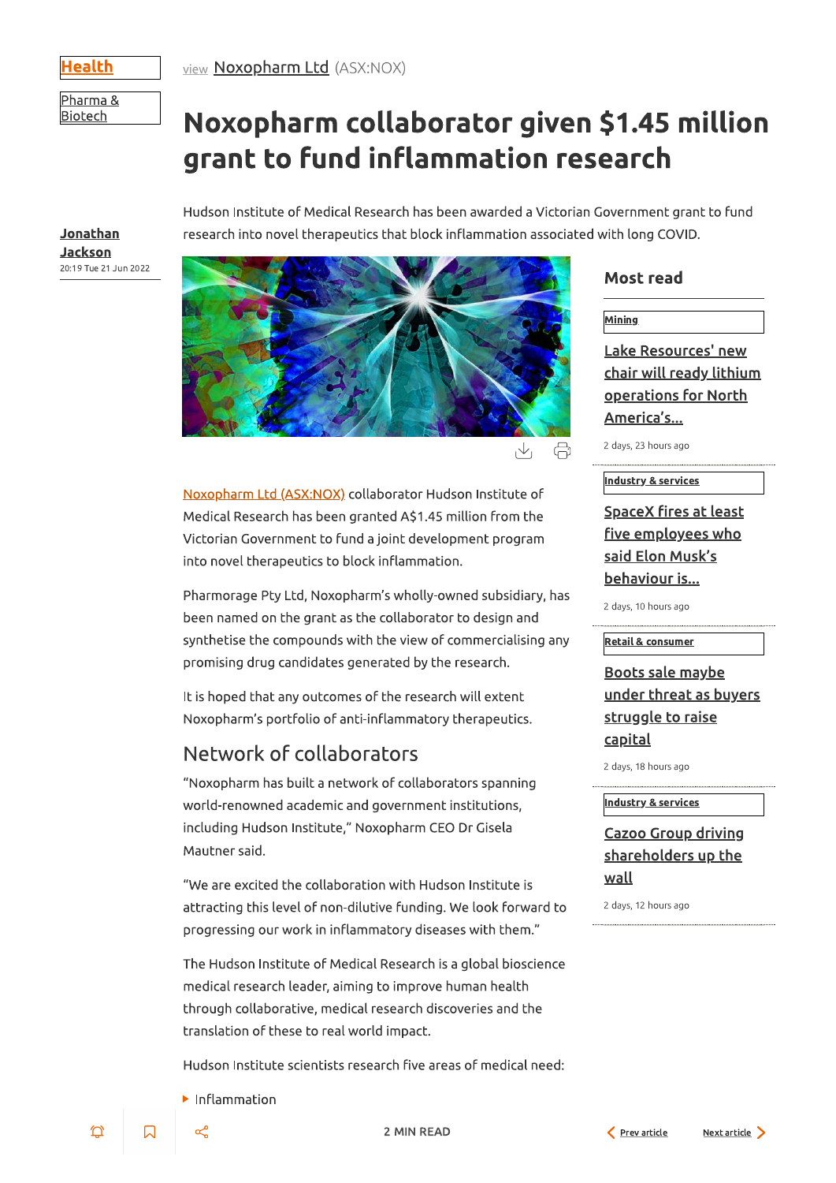Health

Pharma & Biotech

view Noxopharm Ltd (ASX:NOX)

# Noxopharm collaborator given $1.45 million grant to fund inflammation research

Hudson Institute of Medical Research has been awarded a Victorian Government grant to fund research into novel therapeutics that block inflammation associated with long COVID.

**Jonathan Jackson**
20:19 Tue 21 Jun 2022

Noxopharm Ltd (ASX:NOX) collaborator Hudson Institute of Medical Research has been granted A$1.45 million from the Victorian Government to fund a joint development program into novel therapeutics to block inflammation.

Pharmorage Pty Ltd, Noxopharm's wholly-owned subsidiary, has been named on the grant as the collaborator to design and synthetise the compounds with the view of commercialising any promising drug candidates generated by the research.

It is hoped that any outcomes of the research will extent Noxopharm's portfolio of anti-inflammatory therapeutics.

## Network of collaborators

"Noxopharm has built a network of collaborators spanning world-renowned academic and government institutions, including Hudson Institute," Noxopharm CEO Dr Gisela Mautner said.

"We are excited the collaboration with Hudson Institute is attracting this level of non-dilutive funding. We look forward to progressing our work in inflammatory diseases with them."

The Hudson Institute of Medical Research is a global bioscience medical research leader, aiming to improve human health through collaborative, medical research discoveries and the translation of these to real world impact.

Hudson Institute scientists research five areas of medical need:

- Inflammation

## Most read

Mining

**Lake Resources' new chair will ready lithium operations for North America's...**

2 days, 23 hours ago

Industry & services

**SpaceX fires at least five employees who said Elon Musk's behaviour is...**

2 days, 10 hours ago

Retail & consumer

**Boots sale maybe under threat as buyers struggle to raise capital**

2 days, 18 hours ago

Industry & services

**Cazoo Group driving shareholders up the wall**

2 days, 12 hours ago

2 MIN READ

Prev article    Next article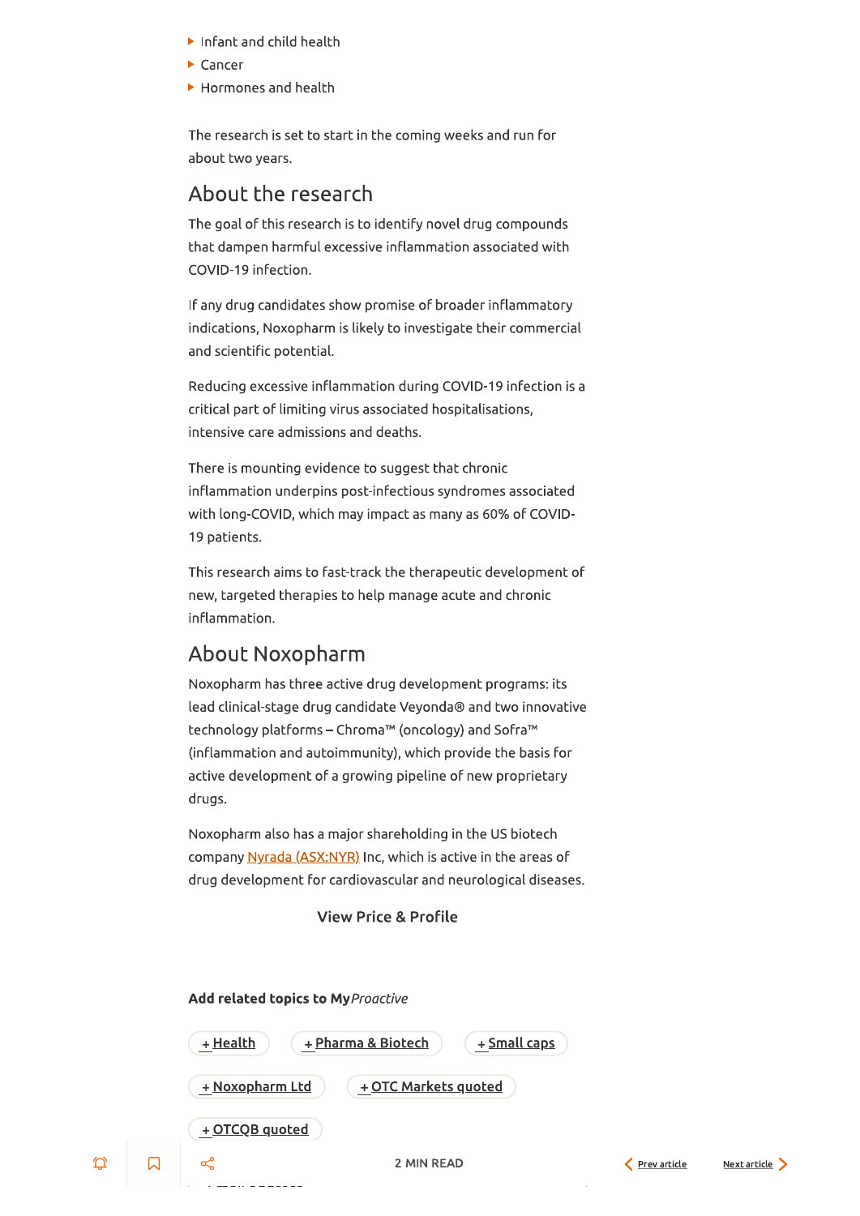- Infant and child health
- Cancer
- Hormones and health

The research is set to start in the coming weeks and run for about two years.

## About the research

The goal of this research is to identify novel drug compounds that dampen harmful excessive inflammation associated with COVID-19 infection.

If any drug candidates show promise of broader inflammatory indications, Noxopharm is likely to investigate their commercial and scientific potential.

Reducing excessive inflammation during COVID-19 infection is a critical part of limiting virus associated hospitalisations, intensive care admissions and deaths.

There is mounting evidence to suggest that chronic inflammation underpins post-infectious syndromes associated with long-COVID, which may impact as many as 60% of COVID-19 patients.

This research aims to fast-track the therapeutic development of new, targeted therapies to help manage acute and chronic inflammation.

## About Noxopharm

Noxopharm has three active drug development programs: its lead clinical-stage drug candidate Veyonda® and two innovative technology platforms – Chroma™ (oncology) and Sofra™ (inflammation and autoimmunity), which provide the basis for active development of a growing pipeline of new proprietary drugs.

Noxopharm also has a major shareholding in the US biotech company Nyrada (ASX:NYR) Inc, which is active in the areas of drug development for cardiovascular and neurological diseases.

View Price & Profile

**Add related topics to My*Proactive***

+ Health
+ Pharma & Biotech
+ Small caps
+ Noxopharm Ltd
+ OTC Markets quoted
+ OTCQB quoted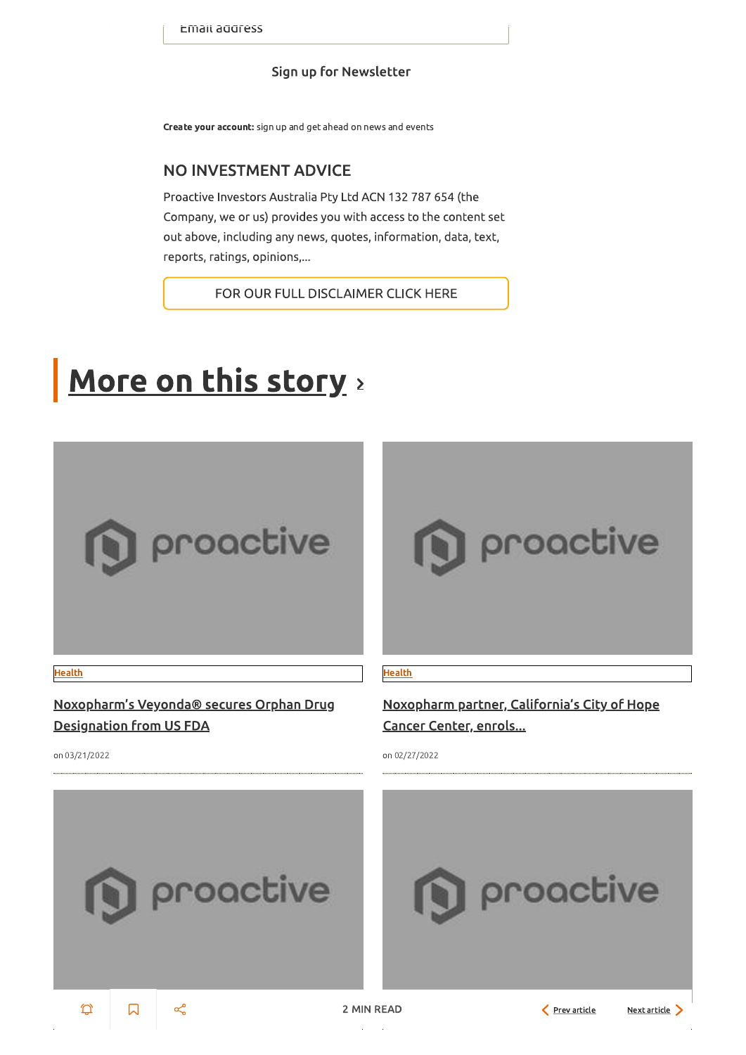Email address

Sign up for Newsletter

**Create your account:** sign up and get ahead on news and events

## NO INVESTMENT ADVICE

Proactive Investors Australia Pty Ltd ACN 132 787 654 (the Company, we or us) provides you with access to the content set out above, including any news, quotes, information, data, text, reports, ratings, opinions,...

FOR OUR FULL DISCLAIMER CLICK HERE

# More on this story ›

Health

**Noxopharm's Veyonda® secures Orphan Drug Designation from US FDA**

on 03/21/2022

Health

**Noxopharm partner, California's City of Hope Cancer Center, enrols...**

on 02/27/2022

2 MIN READ

Prev article

Next article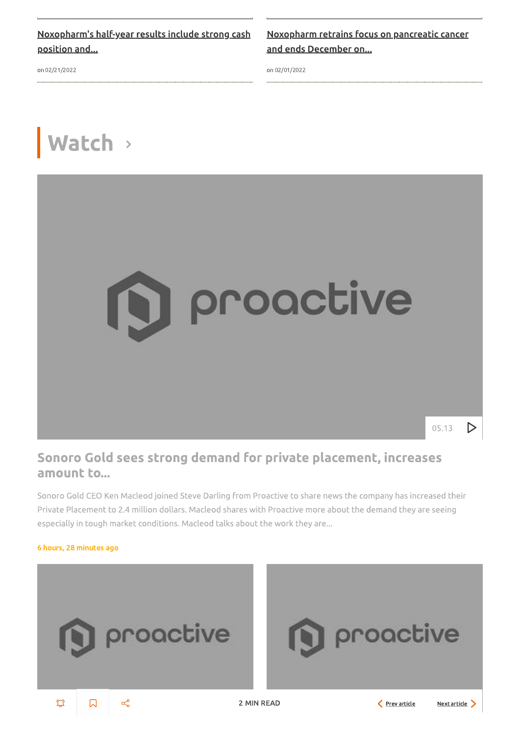Noxopharm's half-year results include strong cash position and...

on 02/21/2022

Noxopharm retrains focus on pancreatic cancer and ends December on...

on 02/01/2022

## Watch ›

05.13

### Sonoro Gold sees strong demand for private placement, increases amount to...

Sonoro Gold CEO Ken Macleod joined Steve Darling from Proactive to share news the company has increased their Private Placement to 2.4 million dollars. Macleod shares with Proactive more about the demand they are seeing especially in tough market conditions. Macleod talks about the work they are...

6 hours, 28 minutes ago

2 MIN READ

Prev article

Next article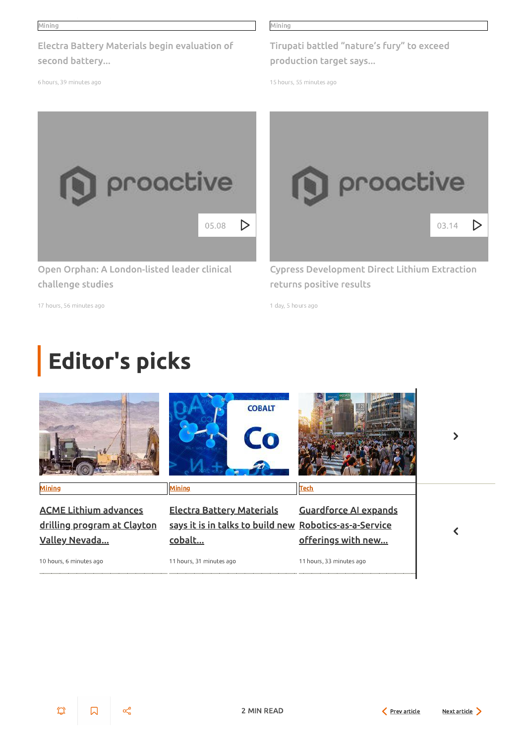Mining

Electra Battery Materials begin evaluation of second battery...

6 hours, 39 minutes ago

Mining

Tirupati battled “nature’s fury” to exceed production target says...

15 hours, 55 minutes ago

05.08

Open Orphan: A London-listed leader clinical challenge studies

17 hours, 56 minutes ago

03.14

Cypress Development Direct Lithium Extraction returns positive results

1 day, 5 hours ago

# Editor's picks

Mining

ACME Lithium advances drilling program at Clayton Valley Nevada...

10 hours, 6 minutes ago

Mining

Electra Battery Materials says it is in talks to build new cobalt...

11 hours, 31 minutes ago

Tech

Guardforce AI expands Robotics-as-a-Service offerings with new...

11 hours, 33 minutes ago

2 MIN READ

Prev article

Next article